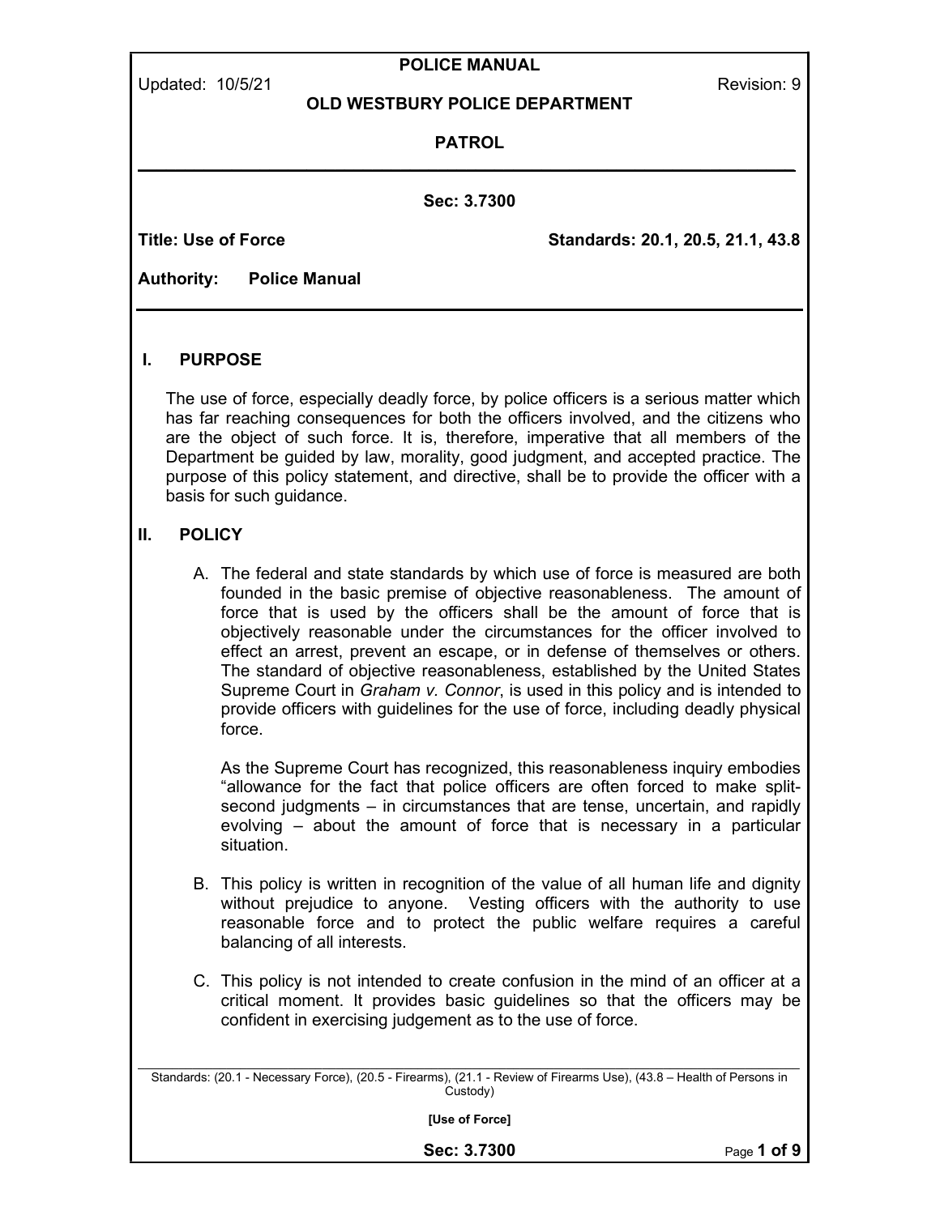# POLICE MANUAL

Updated: 10/5/21 Revision: 9

## OLD WESTBURY POLICE DEPARTMENT

## PATROL

**Sec: 3.7300**

**Title: Use of Force** **Standards: 20.1, 20.5, 21.1, 43.8**

**Authority: Police Manual**

## I. PURPOSE

The use of force, especially deadly force, by police officers is a serious matter which has far reaching consequences for both the officers involved, and the citizens who are the object of such force. It is, therefore, imperative that all members of the Department be guided by law, morality, good judgment, and accepted practice. The purpose of this policy statement, and directive, shall be to provide the officer with a basis for such guidance.

## II. POLICY

A. The federal and state standards by which use of force is measured are both founded in the basic premise of objective reasonableness. The amount of force that is used by the officers shall be the amount of force that is objectively reasonable under the circumstances for the officer involved to effect an arrest, prevent an escape, or in defense of themselves or others. The standard of objective reasonableness, established by the United States Supreme Court in *Graham v. Connor*, is used in this policy and is intended to provide officers with guidelines for the use of force, including deadly physical force.

   As the Supreme Court has recognized, this reasonableness inquiry embodies "allowance for the fact that police officers are often forced to make split-second judgments – in circumstances that are tense, uncertain, and rapidly evolving – about the amount of force that is necessary in a particular situation.

B. This policy is written in recognition of the value of all human life and dignity without prejudice to anyone. Vesting officers with the authority to use reasonable force and to protect the public welfare requires a careful balancing of all interests.

C. This policy is not intended to create confusion in the mind of an officer at a critical moment. It provides basic guidelines so that the officers may be confident in exercising judgement as to the use of force.

Standards: (20.1 - Necessary Force), (20.5 - Firearms), (21.1 - Review of Firearms Use), (43.8 – Health of Persons in Custody)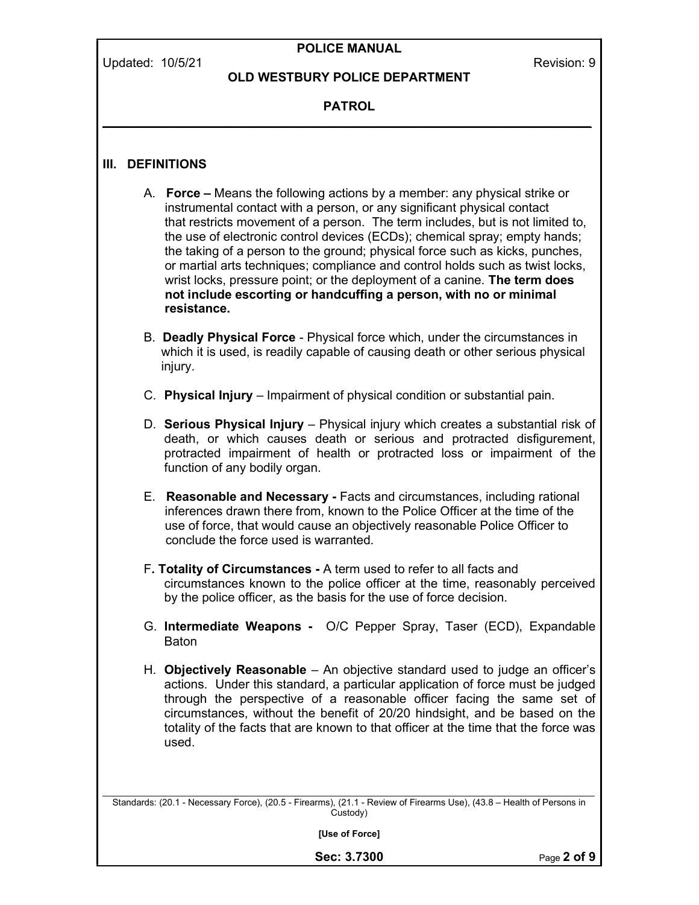## III. DEFINITIONS

A. **Force –** Means the following actions by a member: any physical strike or instrumental contact with a person, or any significant physical contact that restricts movement of a person. The term includes, but is not limited to, the use of electronic control devices (ECDs); chemical spray; empty hands; the taking of a person to the ground; physical force such as kicks, punches, or martial arts techniques; compliance and control holds such as twist locks, wrist locks, pressure point; or the deployment of a canine. **The term does not include escorting or handcuffing a person, with no or minimal resistance.**

B. **Deadly Physical Force** - Physical force which, under the circumstances in which it is used, is readily capable of causing death or other serious physical injury.

C. **Physical Injury** – Impairment of physical condition or substantial pain.

D. **Serious Physical Injury** – Physical injury which creates a substantial risk of death, or which causes death or serious and protracted disfigurement, protracted impairment of health or protracted loss or impairment of the function of any bodily organ.

E. **Reasonable and Necessary -** Facts and circumstances, including rational inferences drawn there from, known to the Police Officer at the time of the use of force, that would cause an objectively reasonable Police Officer to conclude the force used is warranted.

F**. Totality of Circumstances -** A term used to refer to all facts and circumstances known to the police officer at the time, reasonably perceived by the police officer, as the basis for the use of force decision.

G. **Intermediate Weapons -** O/C Pepper Spray, Taser (ECD), Expandable Baton

H. **Objectively Reasonable** – An objective standard used to judge an officer's actions. Under this standard, a particular application of force must be judged through the perspective of a reasonable officer facing the same set of circumstances, without the benefit of 20/20 hindsight, and be based on the totality of the facts that are known to that officer at the time that the force was used.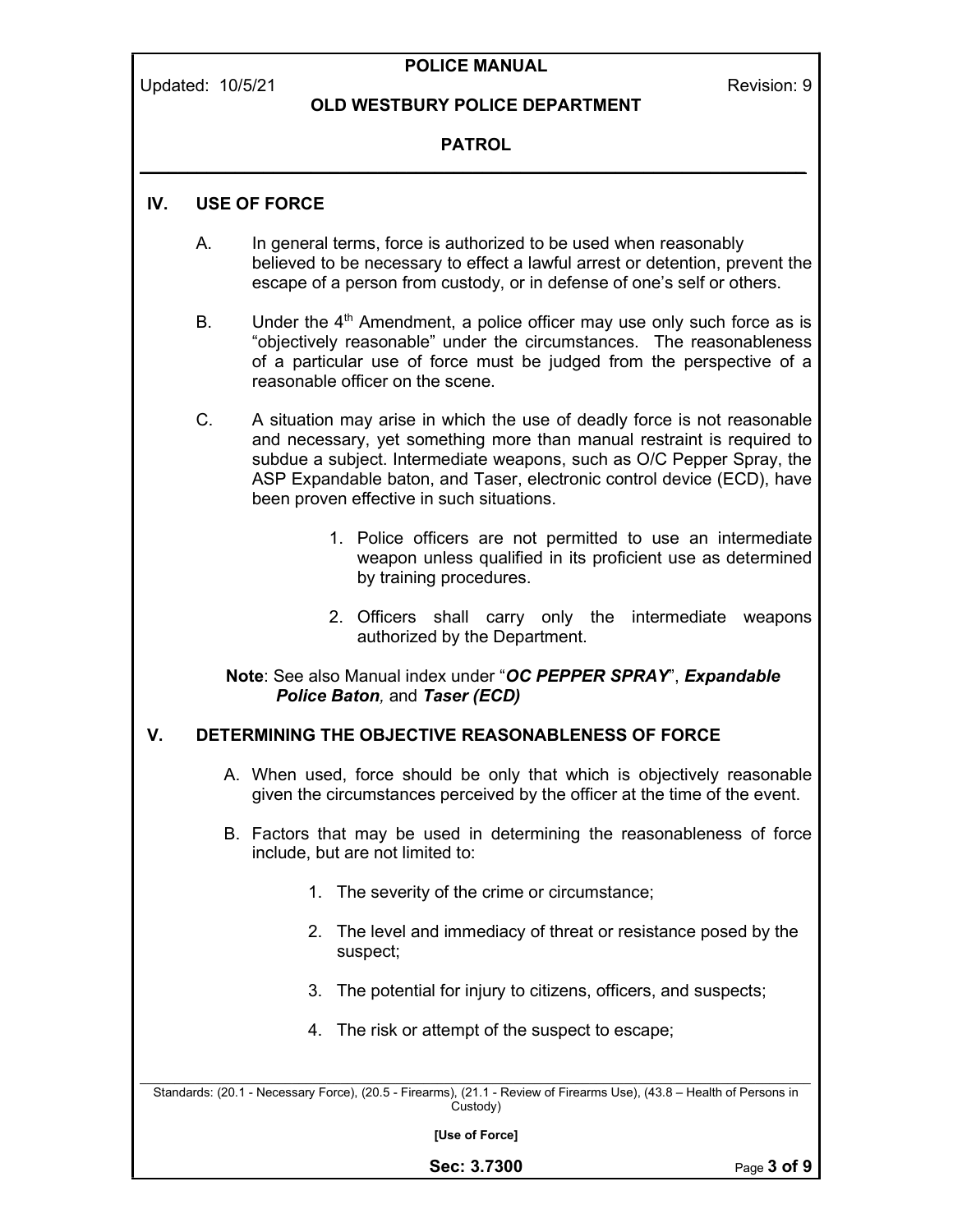## IV. USE OF FORCE

A. In general terms, force is authorized to be used when reasonably believed to be necessary to effect a lawful arrest or detention, prevent the escape of a person from custody, or in defense of one's self or others.

B. Under the 4th Amendment, a police officer may use only such force as is "objectively reasonable" under the circumstances. The reasonableness of a particular use of force must be judged from the perspective of a reasonable officer on the scene.

C. A situation may arise in which the use of deadly force is not reasonable and necessary, yet something more than manual restraint is required to subdue a subject. Intermediate weapons, such as O/C Pepper Spray, the ASP Expandable baton, and Taser, electronic control device (ECD), have been proven effective in such situations.

1. Police officers are not permitted to use an intermediate weapon unless qualified in its proficient use as determined by training procedures.

2. Officers shall carry only the intermediate weapons authorized by the Department.

**Note**: See also Manual index under "***OC PEPPER SPRAY***", ***Expandable Police Baton,*** and ***Taser (ECD)***

## V. DETERMINING THE OBJECTIVE REASONABLENESS OF FORCE

A. When used, force should be only that which is objectively reasonable given the circumstances perceived by the officer at the time of the event.

B. Factors that may be used in determining the reasonableness of force include, but are not limited to:

1. The severity of the crime or circumstance;

2. The level and immediacy of threat or resistance posed by the suspect;

3. The potential for injury to citizens, officers, and suspects;

4. The risk or attempt of the suspect to escape;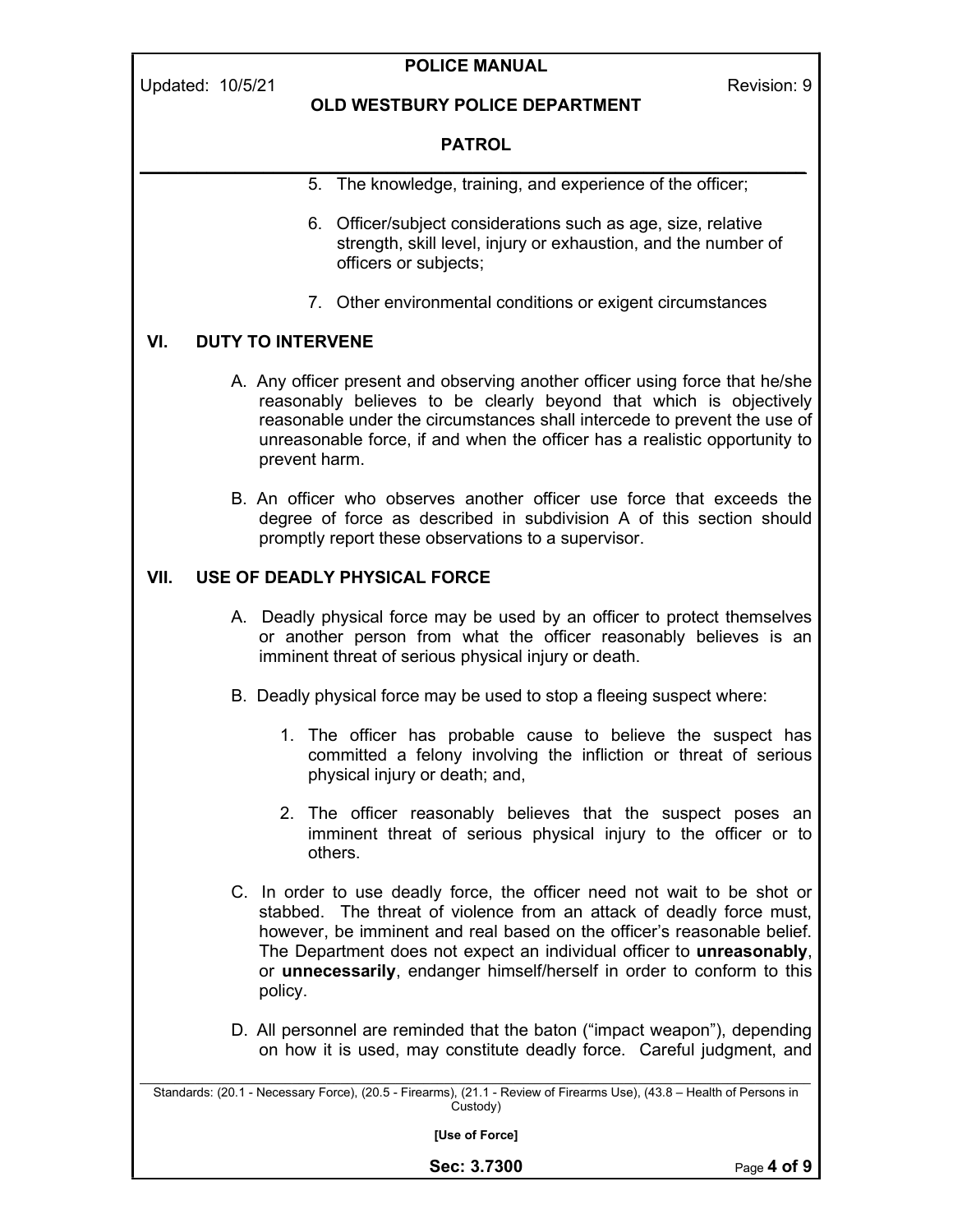5. The knowledge, training, and experience of the officer;

6. Officer/subject considerations such as age, size, relative strength, skill level, injury or exhaustion, and the number of officers or subjects;

7. Other environmental conditions or exigent circumstances

## VI. DUTY TO INTERVENE

A. Any officer present and observing another officer using force that he/she reasonably believes to be clearly beyond that which is objectively reasonable under the circumstances shall intercede to prevent the use of unreasonable force, if and when the officer has a realistic opportunity to prevent harm.

B. An officer who observes another officer use force that exceeds the degree of force as described in subdivision A of this section should promptly report these observations to a supervisor.

## VII. USE OF DEADLY PHYSICAL FORCE

A. Deadly physical force may be used by an officer to protect themselves or another person from what the officer reasonably believes is an imminent threat of serious physical injury or death.

B. Deadly physical force may be used to stop a fleeing suspect where:

1. The officer has probable cause to believe the suspect has committed a felony involving the infliction or threat of serious physical injury or death; and,

2. The officer reasonably believes that the suspect poses an imminent threat of serious physical injury to the officer or to others.

C. In order to use deadly force, the officer need not wait to be shot or stabbed. The threat of violence from an attack of deadly force must, however, be imminent and real based on the officer's reasonable belief. The Department does not expect an individual officer to **unreasonably**, or **unnecessarily**, endanger himself/herself in order to conform to this policy.

D. All personnel are reminded that the baton ("impact weapon"), depending on how it is used, may constitute deadly force. Careful judgment, and

Standards: (20.1 - Necessary Force), (20.5 - Firearms), (21.1 - Review of Firearms Use), (43.8 – Health of Persons in Custody)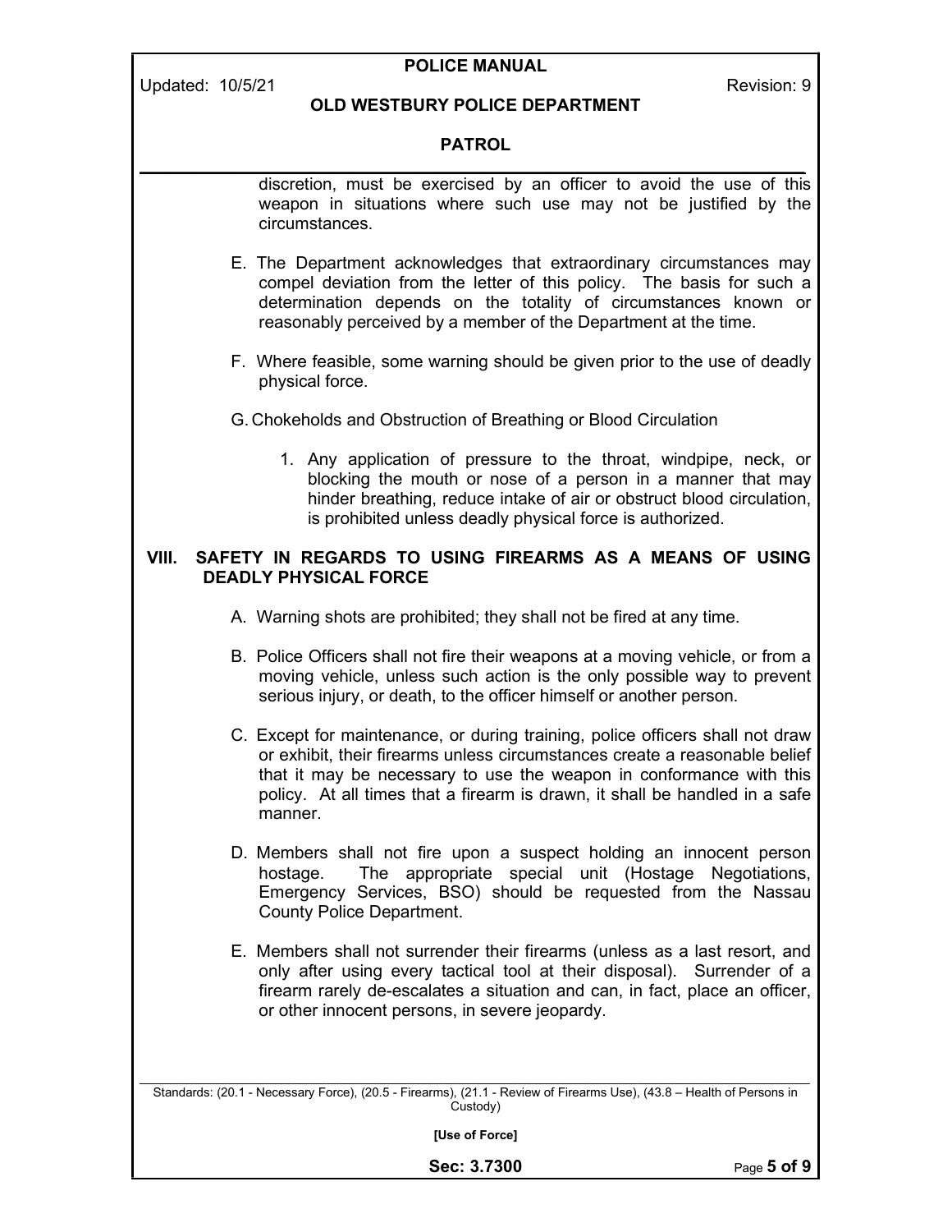discretion, must be exercised by an officer to avoid the use of this weapon in situations where such use may not be justified by the circumstances.

E. The Department acknowledges that extraordinary circumstances may compel deviation from the letter of this policy. The basis for such a determination depends on the totality of circumstances known or reasonably perceived by a member of the Department at the time.

F. Where feasible, some warning should be given prior to the use of deadly physical force.

G. Chokeholds and Obstruction of Breathing or Blood Circulation

1. Any application of pressure to the throat, windpipe, neck, or blocking the mouth or nose of a person in a manner that may hinder breathing, reduce intake of air or obstruct blood circulation, is prohibited unless deadly physical force is authorized.

## VIII. SAFETY IN REGARDS TO USING FIREARMS AS A MEANS OF USING DEADLY PHYSICAL FORCE

A. Warning shots are prohibited; they shall not be fired at any time.

B. Police Officers shall not fire their weapons at a moving vehicle, or from a moving vehicle, unless such action is the only possible way to prevent serious injury, or death, to the officer himself or another person.

C. Except for maintenance, or during training, police officers shall not draw or exhibit, their firearms unless circumstances create a reasonable belief that it may be necessary to use the weapon in conformance with this policy. At all times that a firearm is drawn, it shall be handled in a safe manner.

D. Members shall not fire upon a suspect holding an innocent person hostage. The appropriate special unit (Hostage Negotiations, Emergency Services, BSO) should be requested from the Nassau County Police Department.

E. Members shall not surrender their firearms (unless as a last resort, and only after using every tactical tool at their disposal). Surrender of a firearm rarely de-escalates a situation and can, in fact, place an officer, or other innocent persons, in severe jeopardy.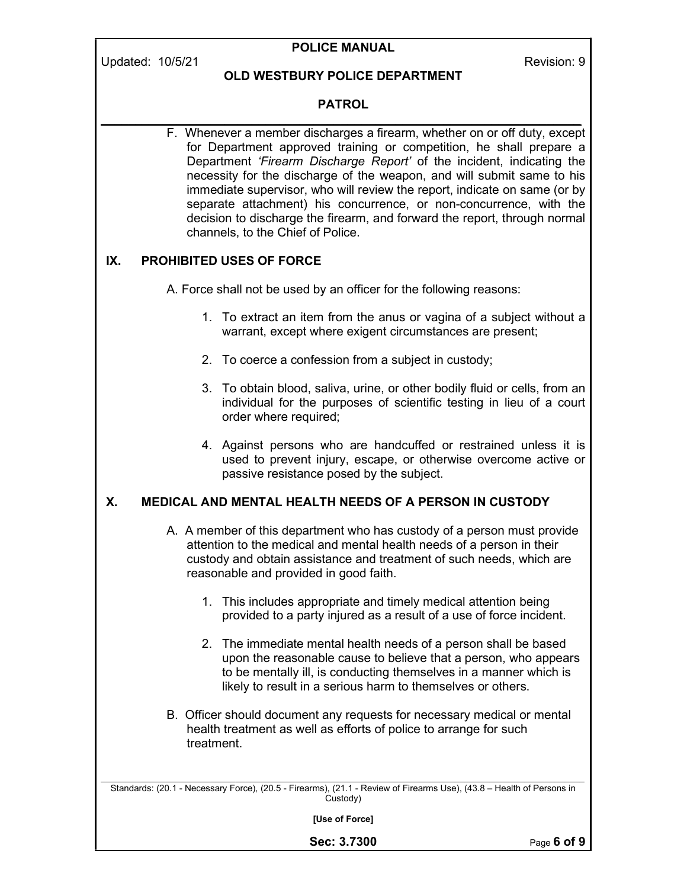F. Whenever a member discharges a firearm, whether on or off duty, except for Department approved training or competition, he shall prepare a Department *'Firearm Discharge Report'* of the incident, indicating the necessity for the discharge of the weapon, and will submit same to his immediate supervisor, who will review the report, indicate on same (or by separate attachment) his concurrence, or non-concurrence, with the decision to discharge the firearm, and forward the report, through normal channels, to the Chief of Police.

## IX. PROHIBITED USES OF FORCE

A. Force shall not be used by an officer for the following reasons:

1. To extract an item from the anus or vagina of a subject without a warrant, except where exigent circumstances are present;
2. To coerce a confession from a subject in custody;
3. To obtain blood, saliva, urine, or other bodily fluid or cells, from an individual for the purposes of scientific testing in lieu of a court order where required;
4. Against persons who are handcuffed or restrained unless it is used to prevent injury, escape, or otherwise overcome active or passive resistance posed by the subject.

## X. MEDICAL AND MENTAL HEALTH NEEDS OF A PERSON IN CUSTODY

A. A member of this department who has custody of a person must provide attention to the medical and mental health needs of a person in their custody and obtain assistance and treatment of such needs, which are reasonable and provided in good faith.

1. This includes appropriate and timely medical attention being provided to a party injured as a result of a use of force incident.
2. The immediate mental health needs of a person shall be based upon the reasonable cause to believe that a person, who appears to be mentally ill, is conducting themselves in a manner which is likely to result in a serious harm to themselves or others.

B. Officer should document any requests for necessary medical or mental health treatment as well as efforts of police to arrange for such treatment.

Standards: (20.1 - Necessary Force), (20.5 - Firearms), (21.1 - Review of Firearms Use), (43.8 – Health of Persons in Custody)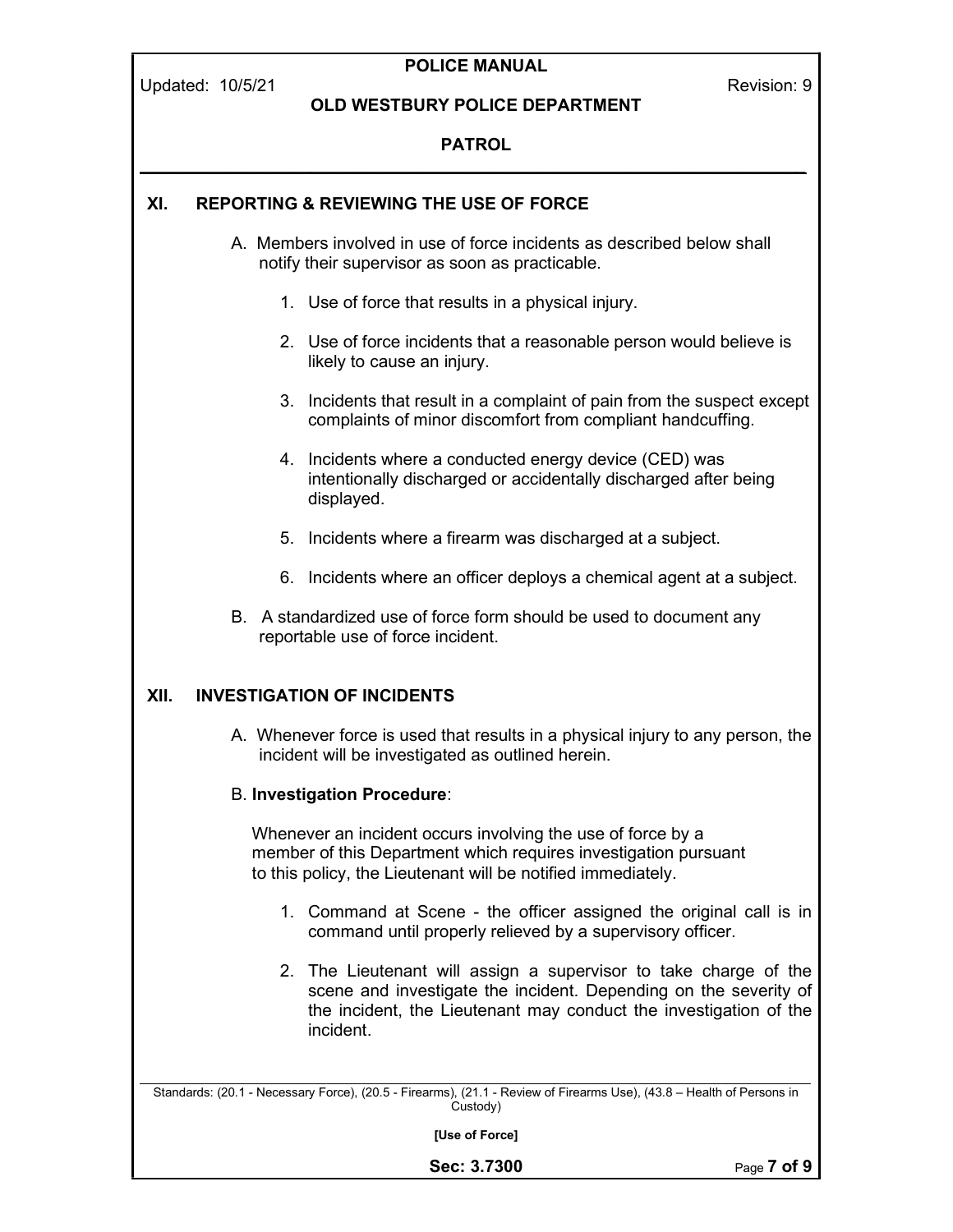## XI. REPORTING & REVIEWING THE USE OF FORCE

A. Members involved in use of force incidents as described below shall notify their supervisor as soon as practicable.

1. Use of force that results in a physical injury.

2. Use of force incidents that a reasonable person would believe is likely to cause an injury.

3. Incidents that result in a complaint of pain from the suspect except complaints of minor discomfort from compliant handcuffing.

4. Incidents where a conducted energy device (CED) was intentionally discharged or accidentally discharged after being displayed.

5. Incidents where a firearm was discharged at a subject.

6. Incidents where an officer deploys a chemical agent at a subject.

B. A standardized use of force form should be used to document any reportable use of force incident.

## XII. INVESTIGATION OF INCIDENTS

A. Whenever force is used that results in a physical injury to any person, the incident will be investigated as outlined herein.

B. **Investigation Procedure**:

Whenever an incident occurs involving the use of force by a member of this Department which requires investigation pursuant to this policy, the Lieutenant will be notified immediately.

1. Command at Scene - the officer assigned the original call is in command until properly relieved by a supervisory officer.

2. The Lieutenant will assign a supervisor to take charge of the scene and investigate the incident. Depending on the severity of the incident, the Lieutenant may conduct the investigation of the incident.

Standards: (20.1 - Necessary Force), (20.5 - Firearms), (21.1 - Review of Firearms Use), (43.8 – Health of Persons in Custody)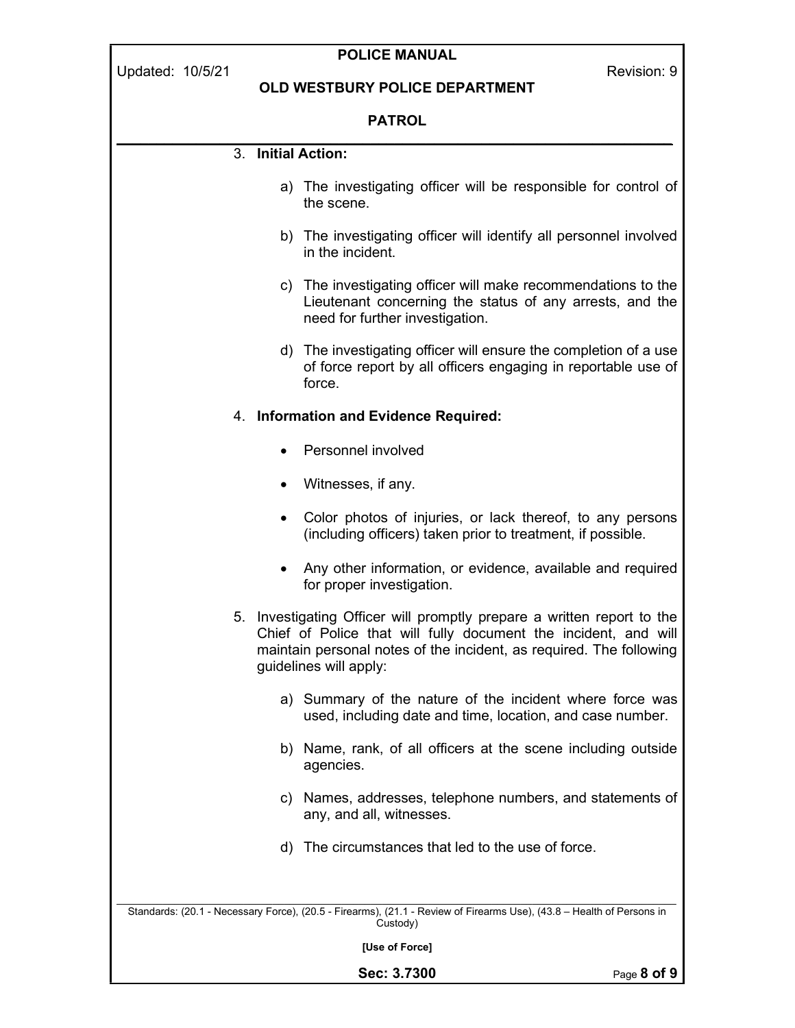3. **Initial Action:**

    a) The investigating officer will be responsible for control of the scene.

    b) The investigating officer will identify all personnel involved in the incident.

    c) The investigating officer will make recommendations to the Lieutenant concerning the status of any arrests, and the need for further investigation.

    d) The investigating officer will ensure the completion of a use of force report by all officers engaging in reportable use of force.

4. **Information and Evidence Required:**

    - Personnel involved
    - Witnesses, if any.
    - Color photos of injuries, or lack thereof, to any persons (including officers) taken prior to treatment, if possible.
    - Any other information, or evidence, available and required for proper investigation.

5. Investigating Officer will promptly prepare a written report to the Chief of Police that will fully document the incident, and will maintain personal notes of the incident, as required. The following guidelines will apply:

    a) Summary of the nature of the incident where force was used, including date and time, location, and case number.

    b) Name, rank, of all officers at the scene including outside agencies.

    c) Names, addresses, telephone numbers, and statements of any, and all, witnesses.

    d) The circumstances that led to the use of force.

Standards: (20.1 - Necessary Force), (20.5 - Firearms), (21.1 - Review of Firearms Use), (43.8 – Health of Persons in Custody)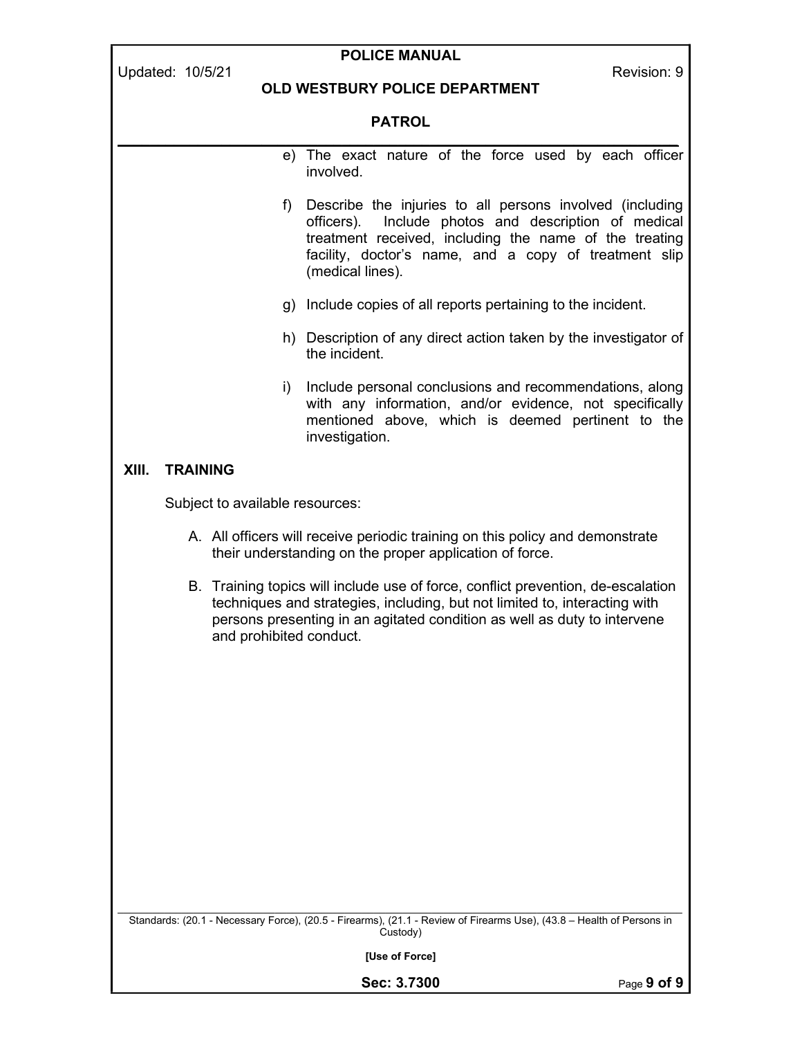e) The exact nature of the force used by each officer involved.

f) Describe the injuries to all persons involved (including officers). Include photos and description of medical treatment received, including the name of the treating facility, doctor's name, and a copy of treatment slip (medical lines).

g) Include copies of all reports pertaining to the incident.

h) Description of any direct action taken by the investigator of the incident.

i) Include personal conclusions and recommendations, along with any information, and/or evidence, not specifically mentioned above, which is deemed pertinent to the investigation.

## XIII. TRAINING

Subject to available resources:

A. All officers will receive periodic training on this policy and demonstrate their understanding on the proper application of force.

B. Training topics will include use of force, conflict prevention, de-escalation techniques and strategies, including, but not limited to, interacting with persons presenting in an agitated condition as well as duty to intervene and prohibited conduct.

Standards: (20.1 - Necessary Force), (20.5 - Firearms), (21.1 - Review of Firearms Use), (43.8 – Health of Persons in Custody)